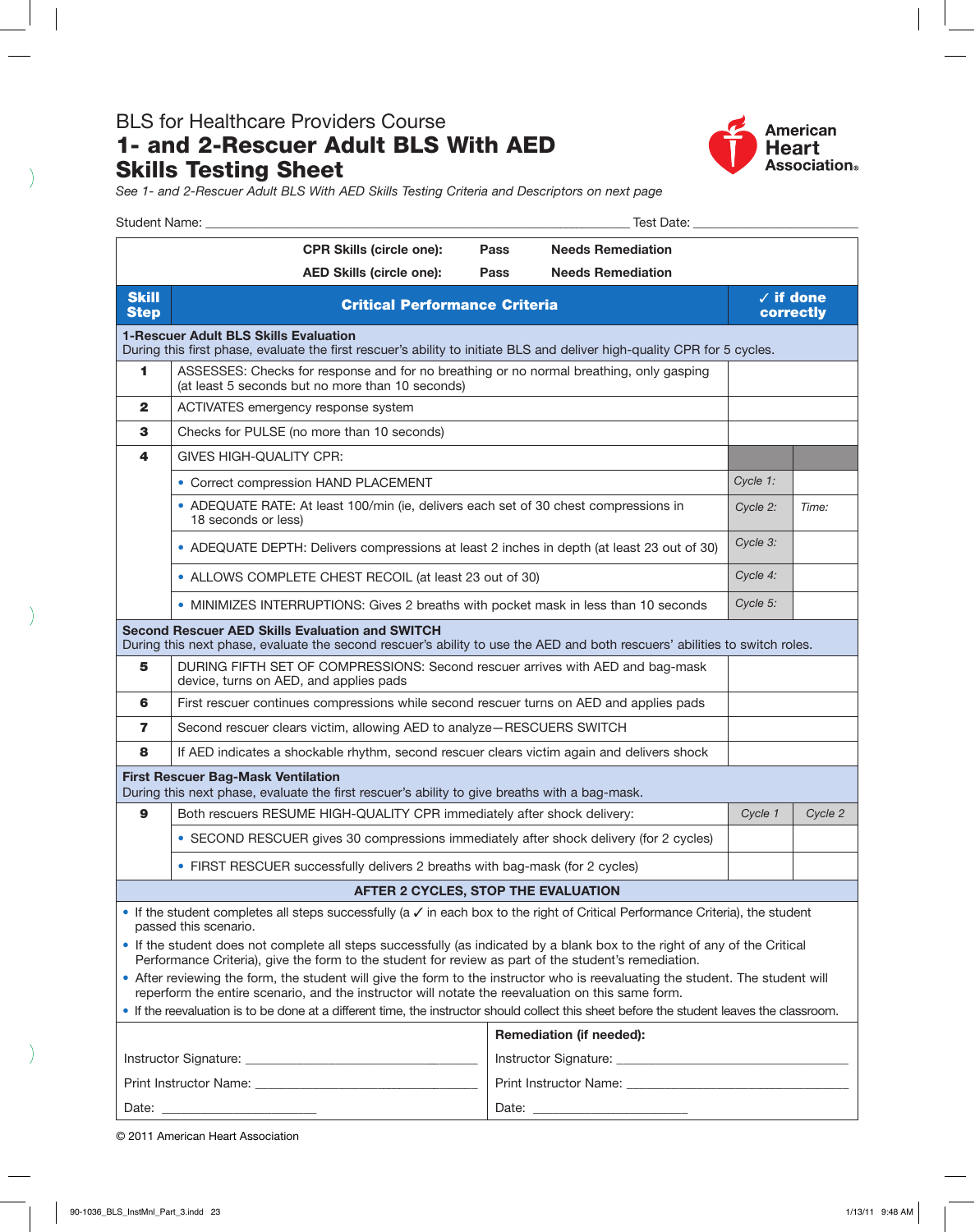BLS for Healthcare Providers Course

# 1- and 2-Rescuer Adult BLS With AED Skills Testing Sheet

American Heart Association

*See 1- and 2-Rescuer Adult BLS With AED Skills Testing Criteria and Descriptors on next page*

Student Name: ______________________________ Test Date: ______________

| | | | |
|---|---|---|---|
| | **CPR Skills (circle one):** Pass Needs Remediation | | |
| | **AED Skills (circle one):** Pass Needs Remediation | | |
| **Skill Step** | **Critical Performance Criteria** | **✓ if done correctly** | |
| **1-Rescuer Adult BLS Skills Evaluation** During this first phase, evaluate the first rescuer's ability to initiate BLS and deliver high-quality CPR for 5 cycles. | | | |
| **1** | ASSESSES: Checks for response and for no breathing or no normal breathing, only gasping (at least 5 seconds but no more than 10 seconds) | | |
| **2** | ACTIVATES emergency response system | | |
| **3** | Checks for PULSE (no more than 10 seconds) | | |
| **4** | GIVES HIGH-QUALITY CPR: | | |
| | • Correct compression HAND PLACEMENT | *Cycle 1:* | |
| | • ADEQUATE RATE: At least 100/min (ie, delivers each set of 30 chest compressions in 18 seconds or less) | *Cycle 2:* | *Time:* |
| | • ADEQUATE DEPTH: Delivers compressions at least 2 inches in depth (at least 23 out of 30) | *Cycle 3:* | |
| | • ALLOWS COMPLETE CHEST RECOIL (at least 23 out of 30) | *Cycle 4:* | |
| | • MINIMIZES INTERRUPTIONS: Gives 2 breaths with pocket mask in less than 10 seconds | *Cycle 5:* | |
| **Second Rescuer AED Skills Evaluation and SWITCH** During this next phase, evaluate the second rescuer's ability to use the AED and both rescuers' abilities to switch roles. | | | |
| **5** | DURING FIFTH SET OF COMPRESSIONS: Second rescuer arrives with AED and bag-mask device, turns on AED, and applies pads | | |
| **6** | First rescuer continues compressions while second rescuer turns on AED and applies pads | | |
| **7** | Second rescuer clears victim, allowing AED to analyze—RESCUERS SWITCH | | |
| **8** | If AED indicates a shockable rhythm, second rescuer clears victim again and delivers shock | | |
| **First Rescuer Bag-Mask Ventilation** During this next phase, evaluate the first rescuer's ability to give breaths with a bag-mask. | | | |
| **9** | Both rescuers RESUME HIGH-QUALITY CPR immediately after shock delivery: | *Cycle 1* | *Cycle 2* |
| | • SECOND RESCUER gives 30 compressions immediately after shock delivery (for 2 cycles) | | |
| | • FIRST RESCUER successfully delivers 2 breaths with bag-mask (for 2 cycles) | | |
| **AFTER 2 CYCLES, STOP THE EVALUATION** | | | |

- If the student completes all steps successfully (a ✓ in each box to the right of Critical Performance Criteria), the student passed this scenario.
- If the student does not complete all steps successfully (as indicated by a blank box to the right of any of the Critical Performance Criteria), give the form to the student for review as part of the student's remediation.
- After reviewing the form, the student will give the form to the instructor who is reevaluating the student. The student will reperform the entire scenario, and the instructor will notate the reevaluation on this same form.
- If the reevaluation is to be done at a different time, the instructor should collect this sheet before the student leaves the classroom.

| | **Remediation (if needed):** |
|---|---|
| Instructor Signature: ______________ | Instructor Signature: ______________ |
| Print Instructor Name: ______________ | Print Instructor Name: ______________ |
| Date: ______________ | Date: ______________ |

© 2011 American Heart Association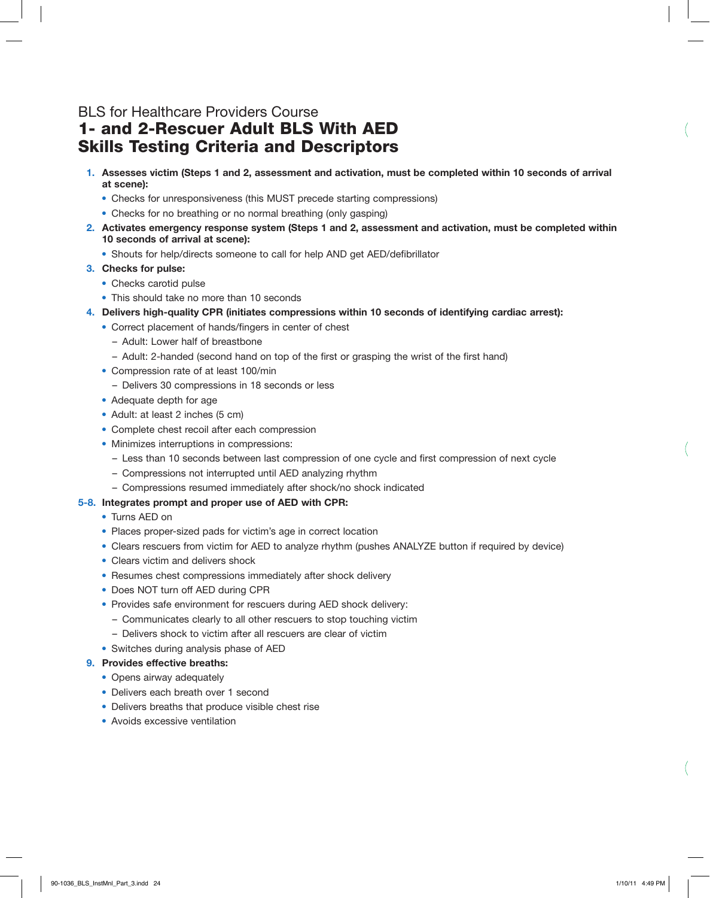BLS for Healthcare Providers Course

# 1- and 2-Rescuer Adult BLS With AED Skills Testing Criteria and Descriptors

1. **Assesses victim (Steps 1 and 2, assessment and activation, must be completed within 10 seconds of arrival at scene):**
   - Checks for unresponsiveness (this MUST precede starting compressions)
   - Checks for no breathing or no normal breathing (only gasping)
2. **Activates emergency response system (Steps 1 and 2, assessment and activation, must be completed within 10 seconds of arrival at scene):**
   - Shouts for help/directs someone to call for help AND get AED/defibrillator
3. **Checks for pulse:**
   - Checks carotid pulse
   - This should take no more than 10 seconds
4. **Delivers high-quality CPR (initiates compressions within 10 seconds of identifying cardiac arrest):**
   - Correct placement of hands/fingers in center of chest
     - Adult: Lower half of breastbone
     - Adult: 2-handed (second hand on top of the first or grasping the wrist of the first hand)
   - Compression rate of at least 100/min
     - Delivers 30 compressions in 18 seconds or less
   - Adequate depth for age
   - Adult: at least 2 inches (5 cm)
   - Complete chest recoil after each compression
   - Minimizes interruptions in compressions:
     - Less than 10 seconds between last compression of one cycle and first compression of next cycle
     - Compressions not interrupted until AED analyzing rhythm
     - Compressions resumed immediately after shock/no shock indicated

**5-8. Integrates prompt and proper use of AED with CPR:**

- Turns AED on
- Places proper-sized pads for victim's age in correct location
- Clears rescuers from victim for AED to analyze rhythm (pushes ANALYZE button if required by device)
- Clears victim and delivers shock
- Resumes chest compressions immediately after shock delivery
- Does NOT turn off AED during CPR
- Provides safe environment for rescuers during AED shock delivery:
  - Communicates clearly to all other rescuers to stop touching victim
  - Delivers shock to victim after all rescuers are clear of victim
- Switches during analysis phase of AED

**9. Provides effective breaths:**

- Opens airway adequately
- Delivers each breath over 1 second
- Delivers breaths that produce visible chest rise
- Avoids excessive ventilation